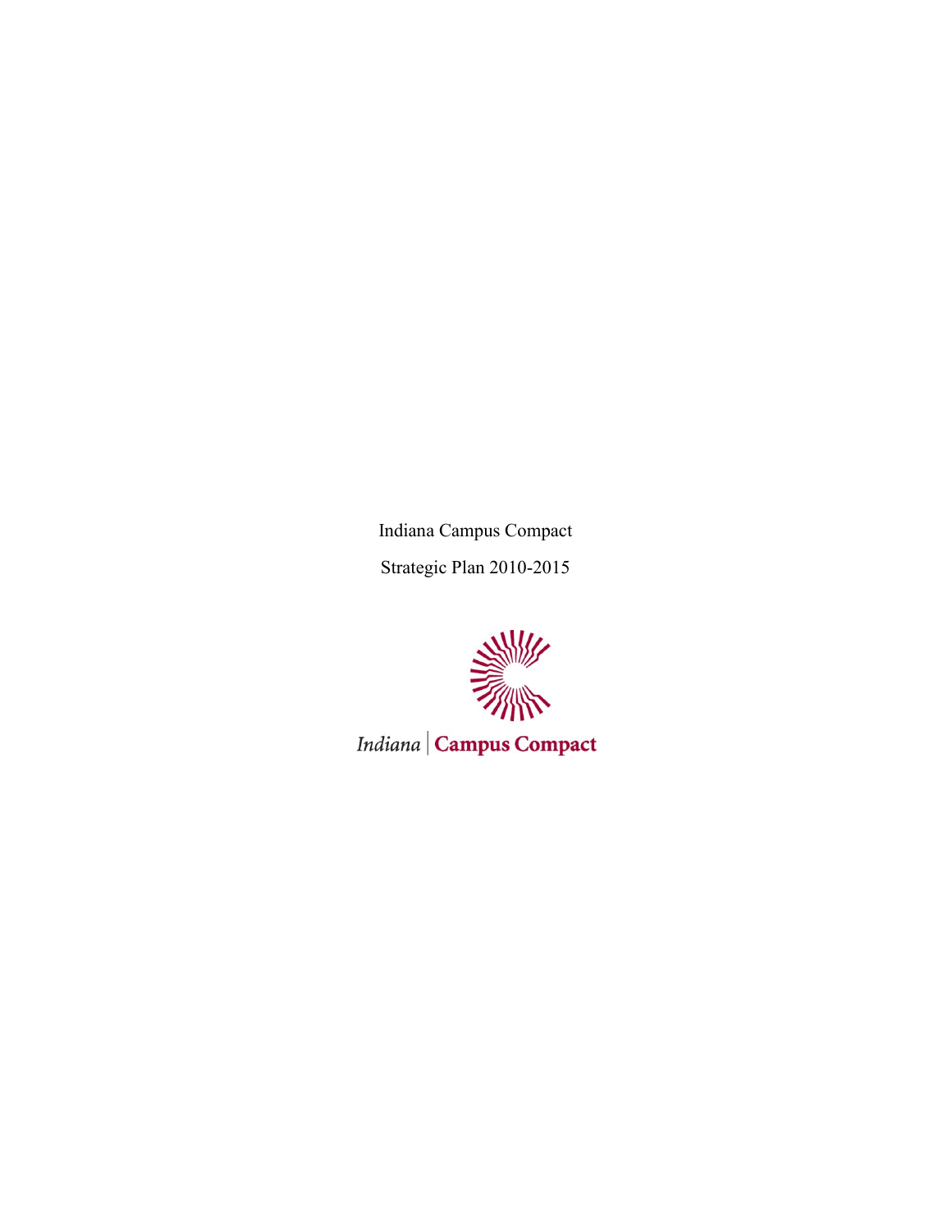Indiana Campus Compact

Strategic Plan 2010-2015

Indiana | Campus Compact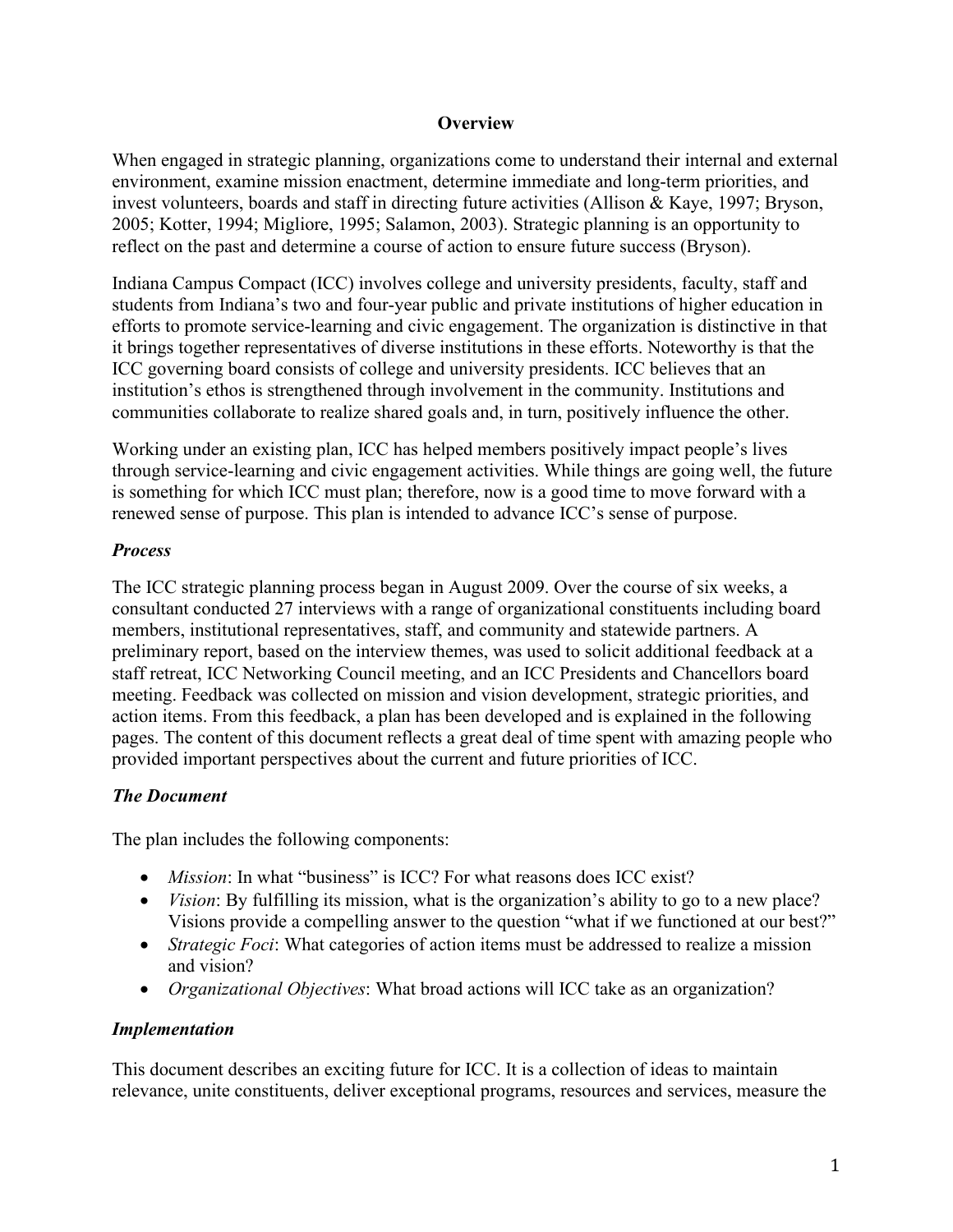## Overview

When engaged in strategic planning, organizations come to understand their internal and external environment, examine mission enactment, determine immediate and long-term priorities, and invest volunteers, boards and staff in directing future activities (Allison & Kaye, 1997; Bryson, 2005; Kotter, 1994; Migliore, 1995; Salamon, 2003). Strategic planning is an opportunity to reflect on the past and determine a course of action to ensure future success (Bryson).

Indiana Campus Compact (ICC) involves college and university presidents, faculty, staff and students from Indiana's two and four-year public and private institutions of higher education in efforts to promote service-learning and civic engagement. The organization is distinctive in that it brings together representatives of diverse institutions in these efforts. Noteworthy is that the ICC governing board consists of college and university presidents. ICC believes that an institution's ethos is strengthened through involvement in the community. Institutions and communities collaborate to realize shared goals and, in turn, positively influence the other.

Working under an existing plan, ICC has helped members positively impact people's lives through service-learning and civic engagement activities. While things are going well, the future is something for which ICC must plan; therefore, now is a good time to move forward with a renewed sense of purpose. This plan is intended to advance ICC's sense of purpose.

### *Process*

The ICC strategic planning process began in August 2009. Over the course of six weeks, a consultant conducted 27 interviews with a range of organizational constituents including board members, institutional representatives, staff, and community and statewide partners. A preliminary report, based on the interview themes, was used to solicit additional feedback at a staff retreat, ICC Networking Council meeting, and an ICC Presidents and Chancellors board meeting. Feedback was collected on mission and vision development, strategic priorities, and action items. From this feedback, a plan has been developed and is explained in the following pages. The content of this document reflects a great deal of time spent with amazing people who provided important perspectives about the current and future priorities of ICC.

### *The Document*

The plan includes the following components:

- *Mission*: In what "business" is ICC? For what reasons does ICC exist?
- *Vision*: By fulfilling its mission, what is the organization's ability to go to a new place? Visions provide a compelling answer to the question "what if we functioned at our best?"
- *Strategic Foci*: What categories of action items must be addressed to realize a mission and vision?
- *Organizational Objectives*: What broad actions will ICC take as an organization?

### *Implementation*

This document describes an exciting future for ICC. It is a collection of ideas to maintain relevance, unite constituents, deliver exceptional programs, resources and services, measure the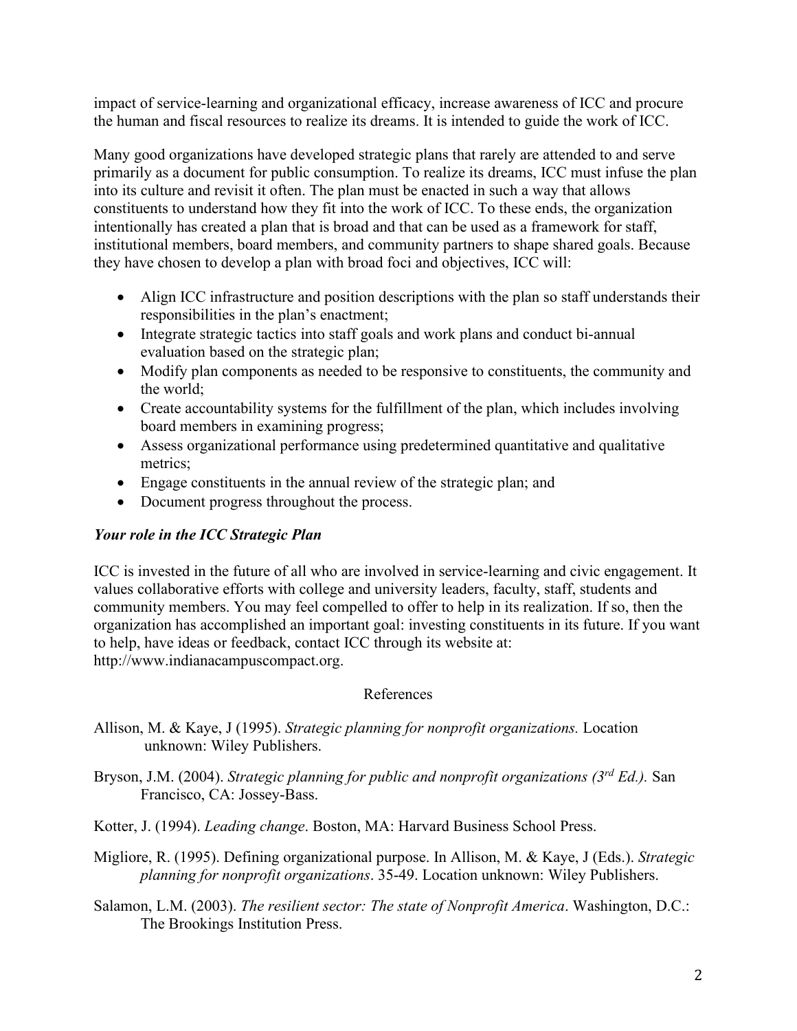impact of service-learning and organizational efficacy, increase awareness of ICC and procure the human and fiscal resources to realize its dreams. It is intended to guide the work of ICC.

Many good organizations have developed strategic plans that rarely are attended to and serve primarily as a document for public consumption. To realize its dreams, ICC must infuse the plan into its culture and revisit it often. The plan must be enacted in such a way that allows constituents to understand how they fit into the work of ICC. To these ends, the organization intentionally has created a plan that is broad and that can be used as a framework for staff, institutional members, board members, and community partners to shape shared goals. Because they have chosen to develop a plan with broad foci and objectives, ICC will:

- Align ICC infrastructure and position descriptions with the plan so staff understands their responsibilities in the plan's enactment;
- Integrate strategic tactics into staff goals and work plans and conduct bi-annual evaluation based on the strategic plan;
- Modify plan components as needed to be responsive to constituents, the community and the world;
- Create accountability systems for the fulfillment of the plan, which includes involving board members in examining progress;
- Assess organizational performance using predetermined quantitative and qualitative metrics;
- Engage constituents in the annual review of the strategic plan; and
- Document progress throughout the process.

### *Your role in the ICC Strategic Plan*

ICC is invested in the future of all who are involved in service-learning and civic engagement. It values collaborative efforts with college and university leaders, faculty, staff, students and community members. You may feel compelled to offer to help in its realization. If so, then the organization has accomplished an important goal: investing constituents in its future. If you want to help, have ideas or feedback, contact ICC through its website at: http://www.indianacampuscompact.org.

## References

Allison, M. & Kaye, J (1995). *Strategic planning for nonprofit organizations.* Location unknown: Wiley Publishers.

Bryson, J.M. (2004). *Strategic planning for public and nonprofit organizations (3rd Ed.).* San Francisco, CA: Jossey-Bass.

Kotter, J. (1994). *Leading change*. Boston, MA: Harvard Business School Press.

Migliore, R. (1995). Defining organizational purpose. In Allison, M. & Kaye, J (Eds.). *Strategic planning for nonprofit organizations*. 35-49. Location unknown: Wiley Publishers.

Salamon, L.M. (2003). *The resilient sector: The state of Nonprofit America*. Washington, D.C.: The Brookings Institution Press.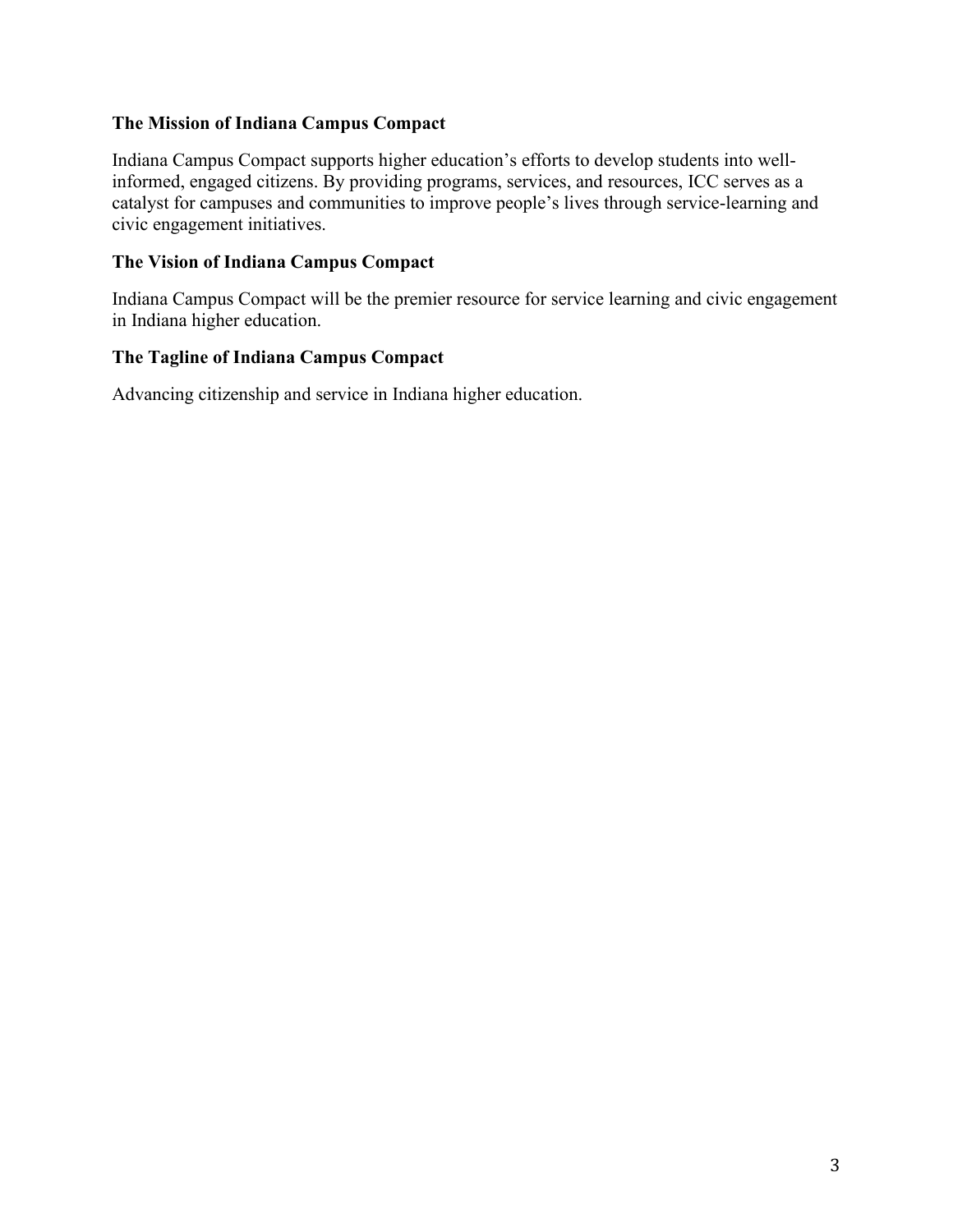### The Mission of Indiana Campus Compact

Indiana Campus Compact supports higher education's efforts to develop students into well-informed, engaged citizens. By providing programs, services, and resources, ICC serves as a catalyst for campuses and communities to improve people's lives through service-learning and civic engagement initiatives.

### The Vision of Indiana Campus Compact

Indiana Campus Compact will be the premier resource for service learning and civic engagement in Indiana higher education.

### The Tagline of Indiana Campus Compact

Advancing citizenship and service in Indiana higher education.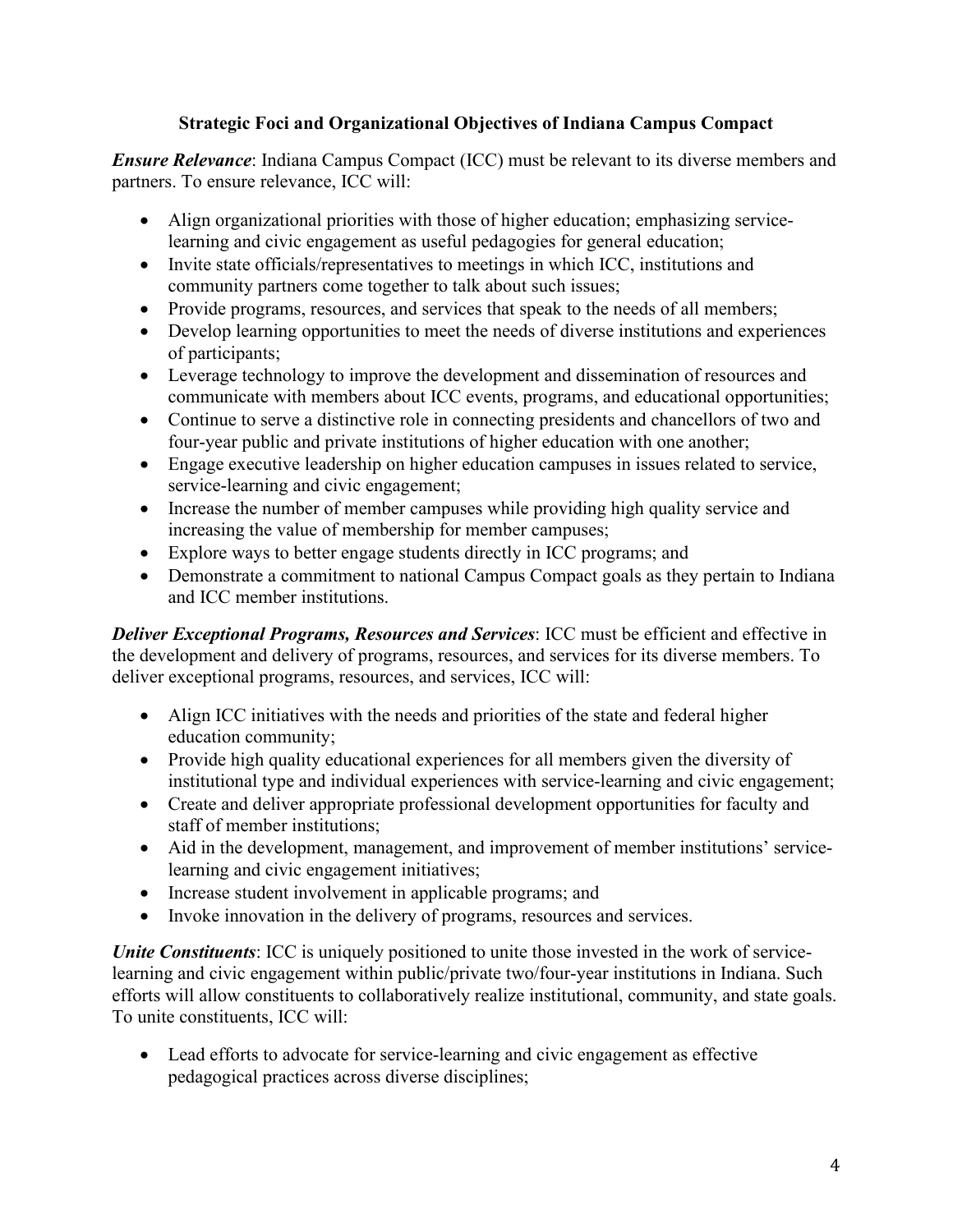### Strategic Foci and Organizational Objectives of Indiana Campus Compact

***Ensure Relevance***: Indiana Campus Compact (ICC) must be relevant to its diverse members and partners. To ensure relevance, ICC will:

- Align organizational priorities with those of higher education; emphasizing service-learning and civic engagement as useful pedagogies for general education;
- Invite state officials/representatives to meetings in which ICC, institutions and community partners come together to talk about such issues;
- Provide programs, resources, and services that speak to the needs of all members;
- Develop learning opportunities to meet the needs of diverse institutions and experiences of participants;
- Leverage technology to improve the development and dissemination of resources and communicate with members about ICC events, programs, and educational opportunities;
- Continue to serve a distinctive role in connecting presidents and chancellors of two and four-year public and private institutions of higher education with one another;
- Engage executive leadership on higher education campuses in issues related to service, service-learning and civic engagement;
- Increase the number of member campuses while providing high quality service and increasing the value of membership for member campuses;
- Explore ways to better engage students directly in ICC programs; and
- Demonstrate a commitment to national Campus Compact goals as they pertain to Indiana and ICC member institutions.

***Deliver Exceptional Programs, Resources and Services***: ICC must be efficient and effective in the development and delivery of programs, resources, and services for its diverse members. To deliver exceptional programs, resources, and services, ICC will:

- Align ICC initiatives with the needs and priorities of the state and federal higher education community;
- Provide high quality educational experiences for all members given the diversity of institutional type and individual experiences with service-learning and civic engagement;
- Create and deliver appropriate professional development opportunities for faculty and staff of member institutions;
- Aid in the development, management, and improvement of member institutions' service-learning and civic engagement initiatives;
- Increase student involvement in applicable programs; and
- Invoke innovation in the delivery of programs, resources and services.

***Unite Constituents***: ICC is uniquely positioned to unite those invested in the work of service-learning and civic engagement within public/private two/four-year institutions in Indiana. Such efforts will allow constituents to collaboratively realize institutional, community, and state goals. To unite constituents, ICC will:

- Lead efforts to advocate for service-learning and civic engagement as effective pedagogical practices across diverse disciplines;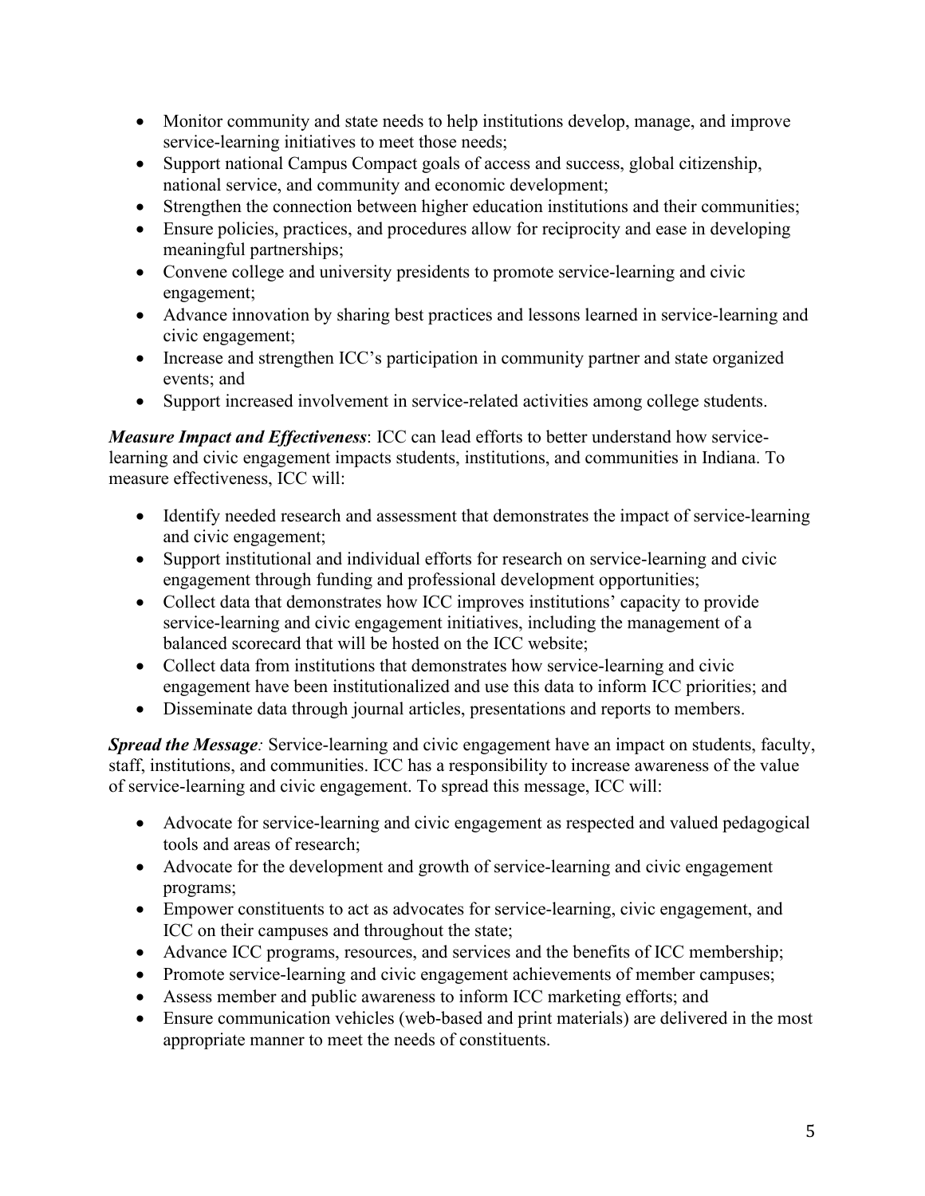- Monitor community and state needs to help institutions develop, manage, and improve service-learning initiatives to meet those needs;
- Support national Campus Compact goals of access and success, global citizenship, national service, and community and economic development;
- Strengthen the connection between higher education institutions and their communities;
- Ensure policies, practices, and procedures allow for reciprocity and ease in developing meaningful partnerships;
- Convene college and university presidents to promote service-learning and civic engagement;
- Advance innovation by sharing best practices and lessons learned in service-learning and civic engagement;
- Increase and strengthen ICC's participation in community partner and state organized events; and
- Support increased involvement in service-related activities among college students.

***Measure Impact and Effectiveness***: ICC can lead efforts to better understand how service-learning and civic engagement impacts students, institutions, and communities in Indiana. To measure effectiveness, ICC will:

- Identify needed research and assessment that demonstrates the impact of service-learning and civic engagement;
- Support institutional and individual efforts for research on service-learning and civic engagement through funding and professional development opportunities;
- Collect data that demonstrates how ICC improves institutions' capacity to provide service-learning and civic engagement initiatives, including the management of a balanced scorecard that will be hosted on the ICC website;
- Collect data from institutions that demonstrates how service-learning and civic engagement have been institutionalized and use this data to inform ICC priorities; and
- Disseminate data through journal articles, presentations and reports to members.

***Spread the Message****:* Service-learning and civic engagement have an impact on students, faculty, staff, institutions, and communities. ICC has a responsibility to increase awareness of the value of service-learning and civic engagement. To spread this message, ICC will:

- Advocate for service-learning and civic engagement as respected and valued pedagogical tools and areas of research;
- Advocate for the development and growth of service-learning and civic engagement programs;
- Empower constituents to act as advocates for service-learning, civic engagement, and ICC on their campuses and throughout the state;
- Advance ICC programs, resources, and services and the benefits of ICC membership;
- Promote service-learning and civic engagement achievements of member campuses;
- Assess member and public awareness to inform ICC marketing efforts; and
- Ensure communication vehicles (web-based and print materials) are delivered in the most appropriate manner to meet the needs of constituents.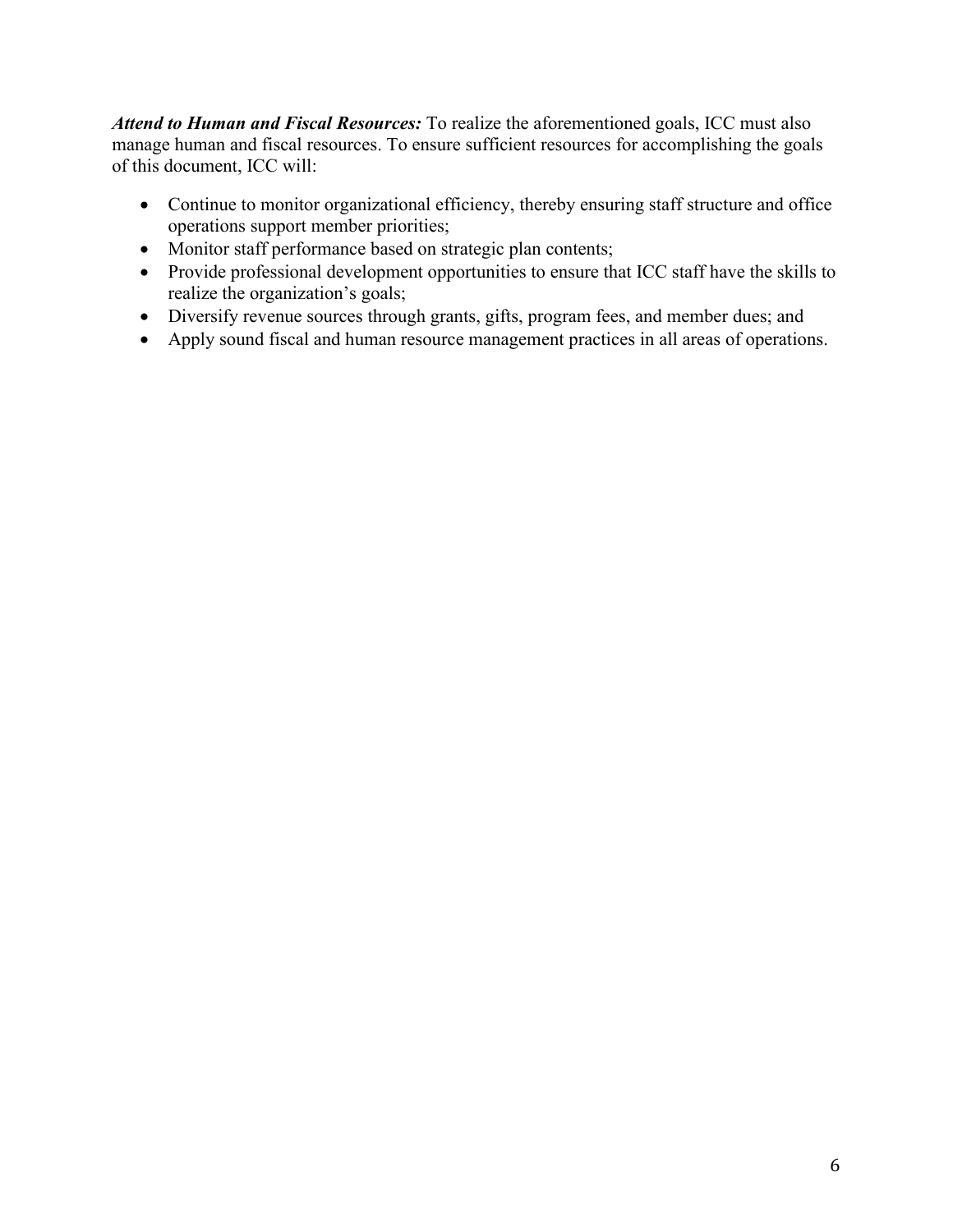***Attend to Human and Fiscal Resources:*** To realize the aforementioned goals, ICC must also manage human and fiscal resources. To ensure sufficient resources for accomplishing the goals of this document, ICC will:

- Continue to monitor organizational efficiency, thereby ensuring staff structure and office operations support member priorities;
- Monitor staff performance based on strategic plan contents;
- Provide professional development opportunities to ensure that ICC staff have the skills to realize the organization's goals;
- Diversify revenue sources through grants, gifts, program fees, and member dues; and
- Apply sound fiscal and human resource management practices in all areas of operations.